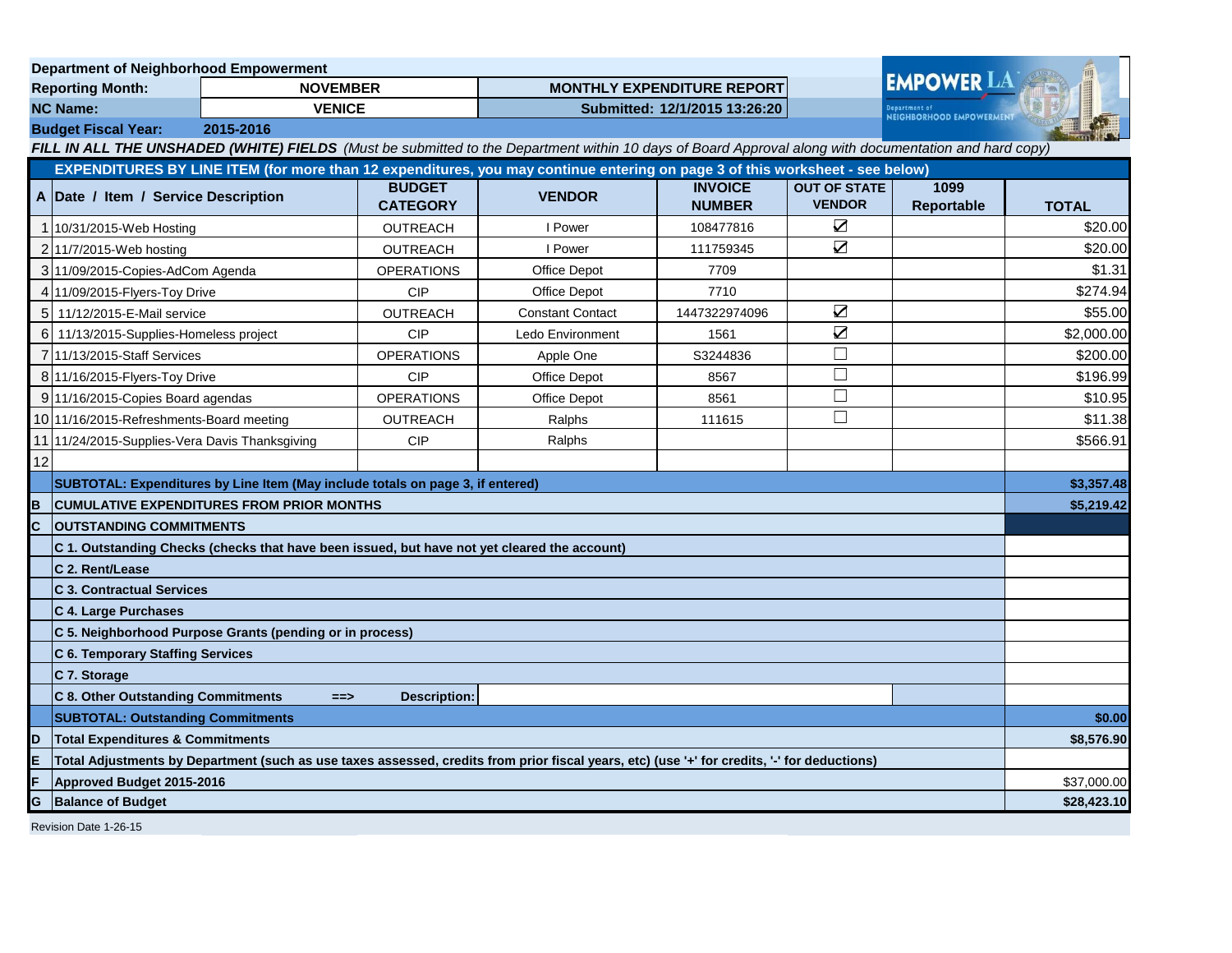**Department of Neighborhood Empowerment**

| | | | |
|---|---|---|---|
| **Reporting Month:** | **NOVEMBER** | **MONTHLY EXPENDITURE REPORT** | |
| **NC Name:** | **VENICE** | **Submitted: 12/1/2015 13:26:20** | |
| **Budget Fiscal Year:** | **2015-2016** | | |

***FILL IN ALL THE UNSHADED (WHITE) FIELDS*** *(Must be submitted to the Department within 10 days of Board Approval along with documentation and hard copy)*

**EXPENDITURES BY LINE ITEM (for more than 12 expenditures, you may continue entering on page 3 of this worksheet - see below)**

| A | Date / Item / Service Description | BUDGET CATEGORY | VENDOR | INVOICE NUMBER | OUT OF STATE VENDOR | 1099 Reportable | TOTAL |
|---|---|---|---|---|---|---|---|
| 1 | 10/31/2015-Web Hosting | OUTREACH | I Power | 108477816 | ☑ | | $20.00 |
| 2 | 11/7/2015-Web hosting | OUTREACH | I Power | 111759345 | ☑ | | $20.00 |
| 3 | 11/09/2015-Copies-AdCom Agenda | OPERATIONS | Office Depot | 7709 | | | $1.31 |
| 4 | 11/09/2015-Flyers-Toy Drive | CIP | Office Depot | 7710 | | | $274.94 |
| 5 | 11/12/2015-E-Mail service | OUTREACH | Constant Contact | 1447322974096 | ☑ | | $55.00 |
| 6 | 11/13/2015-Supplies-Homeless project | CIP | Ledo Environment | 1561 | ☑ | | $2,000.00 |
| 7 | 11/13/2015-Staff Services | OPERATIONS | Apple One | S3244836 | ☐ | | $200.00 |
| 8 | 11/16/2015-Flyers-Toy Drive | CIP | Office Depot | 8567 | ☐ | | $196.99 |
| 9 | 11/16/2015-Copies Board agendas | OPERATIONS | Office Depot | 8561 | ☐ | | $10.95 |
| 10 | 11/16/2015-Refreshments-Board meeting | OUTREACH | Ralphs | 111615 | ☐ | | $11.38 |
| 11 | 11/24/2015-Supplies-Vera Davis Thanksgiving | CIP | Ralphs | | | | $566.91 |
| 12 | | | | | | | |
| | **SUBTOTAL: Expenditures by Line Item (May include totals on page 3, if entered)** | | | | | | **$3,357.48** |
| **B** | **CUMULATIVE EXPENDITURES FROM PRIOR MONTHS** | | | | | | **$5,219.42** |
| **C** | **OUTSTANDING COMMITMENTS** | | | | | | |
| | **C 1. Outstanding Checks (checks that have been issued, but have not yet cleared the account)** | | | | | | |
| | **C 2. Rent/Lease** | | | | | | |
| | **C 3. Contractual Services** | | | | | | |
| | **C 4. Large Purchases** | | | | | | |
| | **C 5. Neighborhood Purpose Grants (pending or in process)** | | | | | | |
| | **C 6. Temporary Staffing Services** | | | | | | |
| | **C 7. Storage** | | | | | | |
| | **C 8. Other Outstanding Commitments ==>** | **Description:** | | | | | |
| | **SUBTOTAL: Outstanding Commitments** | | | | | | **$0.00** |
| **D** | **Total Expenditures & Commitments** | | | | | | **$8,576.90** |
| **E** | **Total Adjustments by Department (such as use taxes assessed, credits from prior fiscal years, etc) (use '+' for credits, '-' for deductions)** | | | | | | |
| **F** | **Approved Budget 2015-2016** | | | | | | $37,000.00 |
| **G** | **Balance of Budget** | | | | | | **$28,423.10** |

Revision Date 1-26-15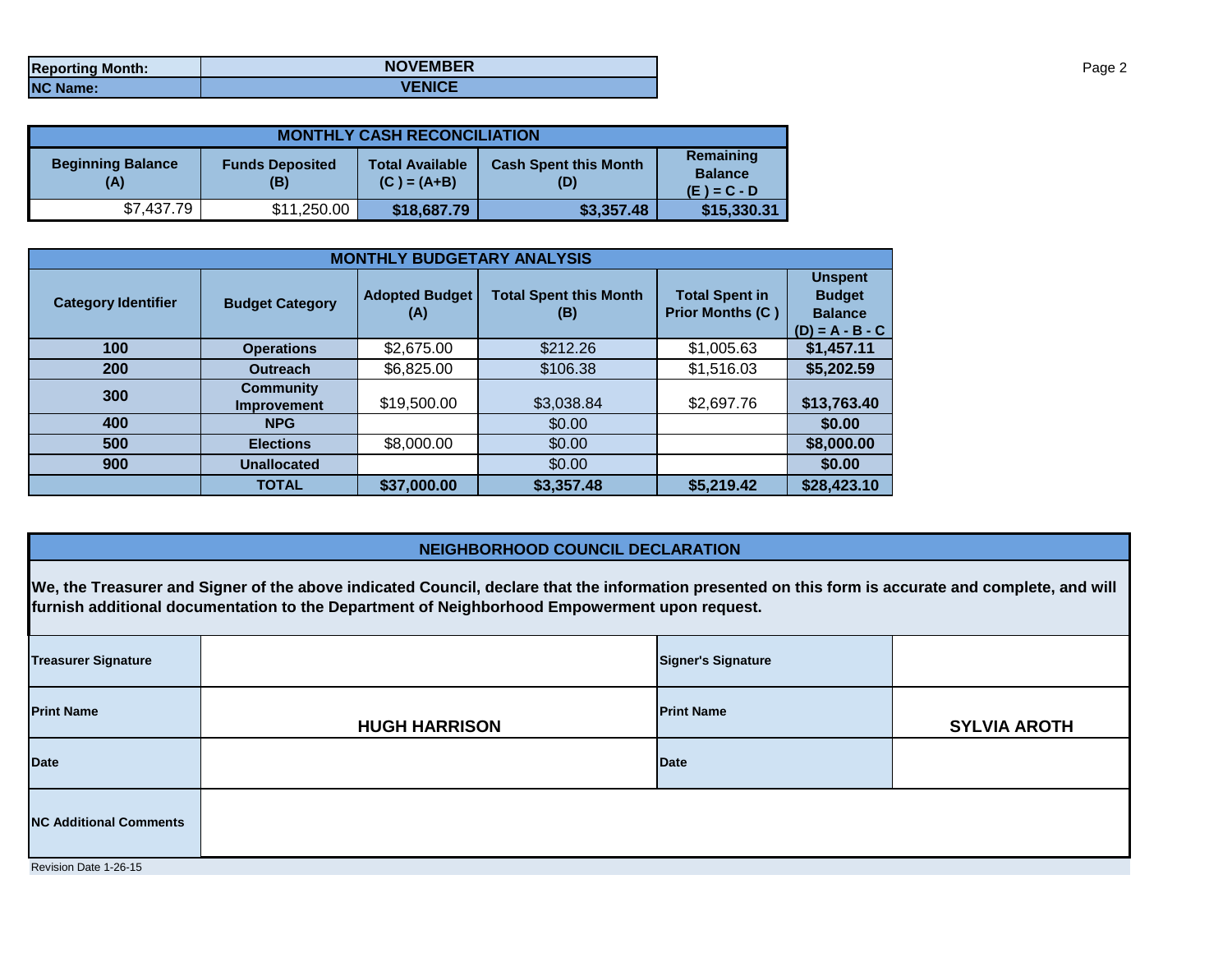| Reporting Month: | NOVEMBER |
|---|---|
| NC Name: | VENICE |

| MONTHLY CASH RECONCILIATION | | | | |
|---|---|---|---|---|
| Beginning Balance (A) | Funds Deposited (B) | Total Available (C ) = (A+B) | Cash Spent this Month (D) | Remaining Balance (E ) = C - D |
| $7,437.79 | $11,250.00 | **$18,687.79** | **$3,357.48** | **$15,330.31** |

| MONTHLY BUDGETARY ANALYSIS | | | | | |
|---|---|---|---|---|---|
| Category Identifier | Budget Category | Adopted Budget (A) | Total Spent this Month (B) | Total Spent in Prior Months (C ) | Unspent Budget Balance (D) = A - B - C |
| 100 | Operations | $2,675.00 | $212.26 | $1,005.63 | **$1,457.11** |
| 200 | Outreach | $6,825.00 | $106.38 | $1,516.03 | **$5,202.59** |
| 300 | Community Improvement | $19,500.00 | $3,038.84 | $2,697.76 | **$13,763.40** |
| 400 | NPG | | $0.00 | | **$0.00** |
| 500 | Elections | $8,000.00 | $0.00 | | **$8,000.00** |
| 900 | Unallocated | | $0.00 | | **$0.00** |
| | **TOTAL** | **$37,000.00** | **$3,357.48** | **$5,219.42** | **$28,423.10** |

## NEIGHBORHOOD COUNCIL DECLARATION

**We, the Treasurer and Signer of the above indicated Council, declare that the information presented on this form is accurate and complete, and will furnish additional documentation to the Department of Neighborhood Empowerment upon request.**

| Treasurer Signature | | Signer's Signature | |
|---|---|---|---|
| Print Name | **HUGH HARRISON** | Print Name | **SYLVIA AROTH** |
| Date | | Date | |
| NC Additional Comments | | | |

Revision Date 1-26-15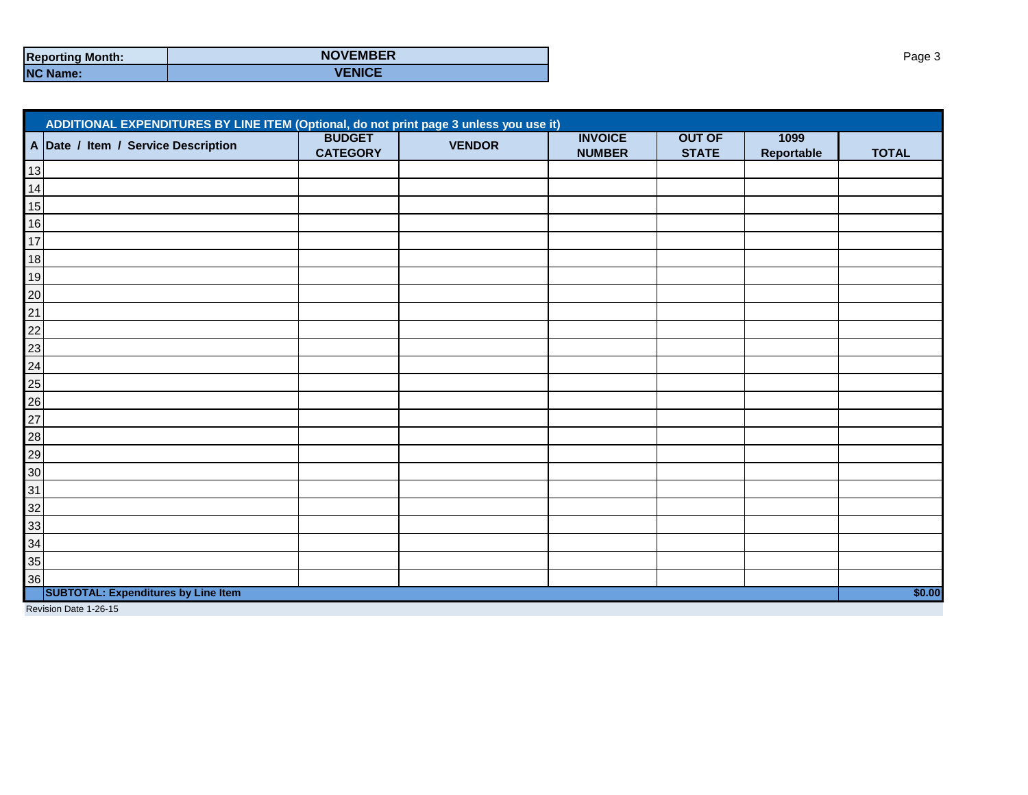| Reporting Month: | NOVEMBER |
|---|---|
| NC Name: | VENICE |

**ADDITIONAL EXPENDITURES BY LINE ITEM (Optional, do not print page 3 unless you use it)**

| A | Date / Item / Service Description | BUDGET CATEGORY | VENDOR | INVOICE NUMBER | OUT OF STATE | 1099 Reportable | TOTAL |
|---|---|---|---|---|---|---|---|
| 13 | | | | | | | |
| 14 | | | | | | | |
| 15 | | | | | | | |
| 16 | | | | | | | |
| 17 | | | | | | | |
| 18 | | | | | | | |
| 19 | | | | | | | |
| 20 | | | | | | | |
| 21 | | | | | | | |
| 22 | | | | | | | |
| 23 | | | | | | | |
| 24 | | | | | | | |
| 25 | | | | | | | |
| 26 | | | | | | | |
| 27 | | | | | | | |
| 28 | | | | | | | |
| 29 | | | | | | | |
| 30 | | | | | | | |
| 31 | | | | | | | |
| 32 | | | | | | | |
| 33 | | | | | | | |
| 34 | | | | | | | |
| 35 | | | | | | | |
| 36 | | | | | | | |
| | **SUBTOTAL: Expenditures by Line Item** | | | | | | **$0.00** |

Revision Date 1-26-15